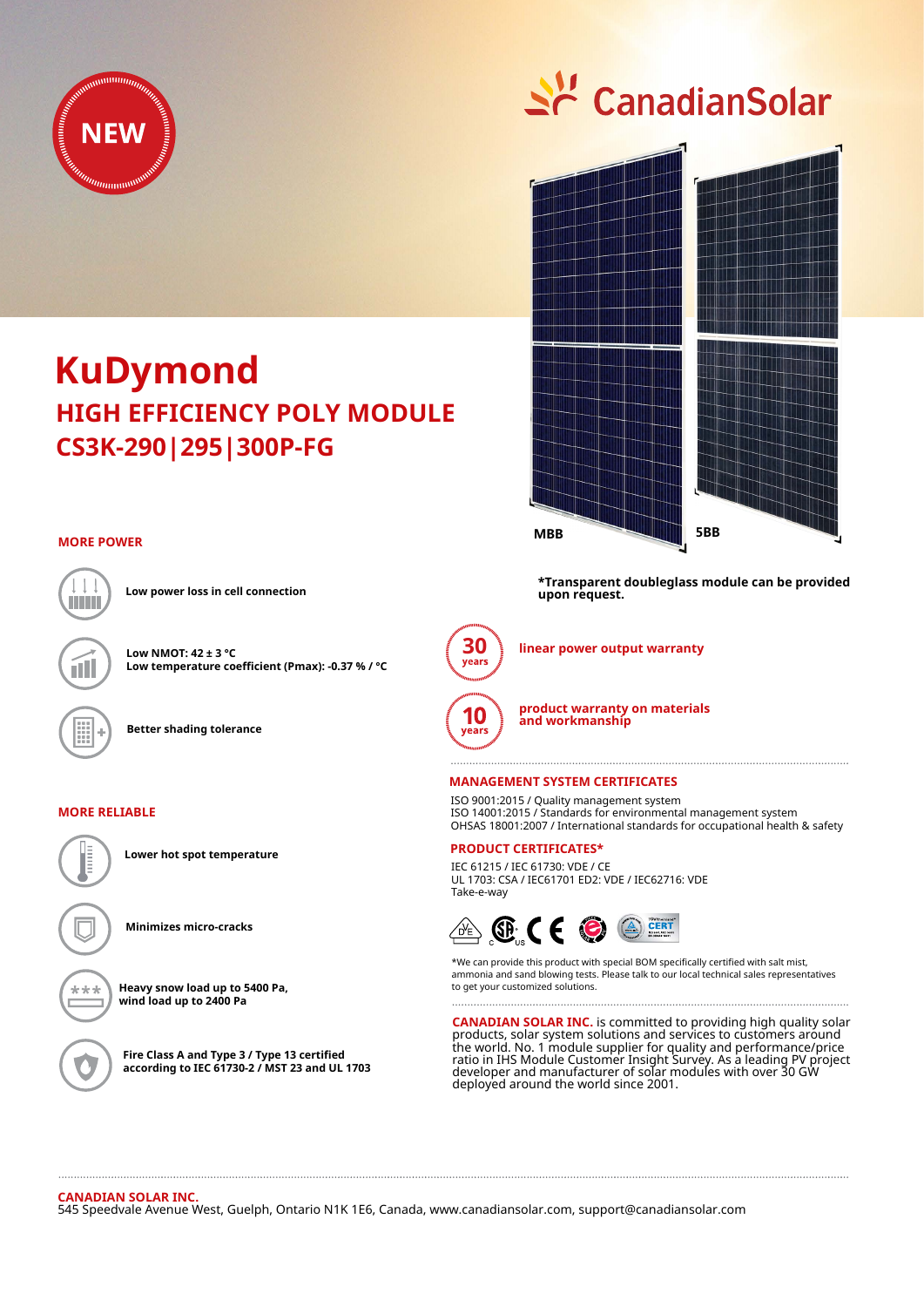NEW

CanadianSolar

# KuDymond

## HIGH EFFICIENCY POLY MODULE

## CS3K-290|295|300P-FG

MBB 5BB

*Transparent doubleglass module can be provided upon request.

### MORE POWER

**Low power loss in cell connection**

**Low NMOT: 42 ± 3 °C**
**Low temperature coefficient (Pmax): -0.37 % / °C**

**Better shading tolerance**

### MORE RELIABLE

**Lower hot spot temperature**

**Minimizes micro-cracks**

**Heavy snow load up to 5400 Pa, wind load up to 2400 Pa**

**Fire Class A and Type 3 / Type 13 certified according to IEC 61730-2 / MST 23 and UL 1703**

**30 years** linear power output warranty

**10 years** product warranty on materials and workmanship

### MANAGEMENT SYSTEM CERTIFICATES

ISO 9001:2015 / Quality management system
ISO 14001:2015 / Standards for environmental management system
OHSAS 18001:2007 / International standards for occupational health & safety

### PRODUCT CERTIFICATES*

IEC 61215 / IEC 61730: VDE / CE
UL 1703: CSA / IEC61701 ED2: VDE / IEC62716: VDE
Take-e-way

*We can provide this product with special BOM specifically certified with salt mist, ammonia and sand blowing tests. Please talk to our local technical sales representatives to get your customized solutions.

**CANADIAN SOLAR INC.** is committed to providing high quality solar products, solar system solutions and services to customers around the world. No. 1 module supplier for quality and performance/price ratio in IHS Module Customer Insight Survey. As a leading PV project developer and manufacturer of solar modules with over 30 GW deployed around the world since 2001.

**CANADIAN SOLAR INC.**
545 Speedvale Avenue West, Guelph, Ontario N1K 1E6, Canada, www.canadiansolar.com, support@canadiansolar.com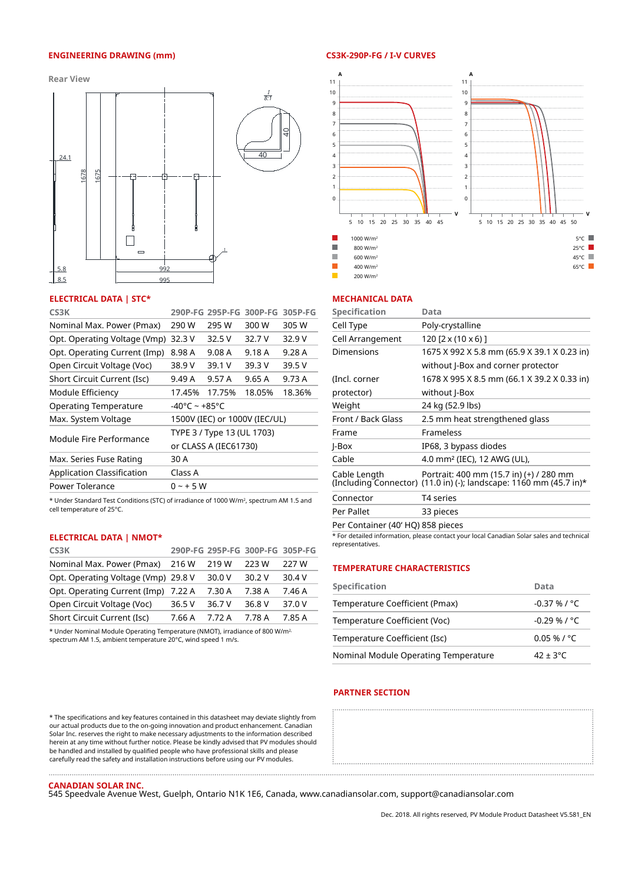## ENGINEERING DRAWING (mm)

Rear View

24.1

1678

1675

5.8

8.5

992

995

1
8:1

40

40

## CS3K-290P-FG / I-V CURVES

A

11
10
9
8
7
6
5
4
3
2
1
0

5 10 15 20 25 30 35 40 45

V

A

11
10
9
8
7
6
5
4
3
2
1
0

5 10 15 20 25 30 35 40 45 50

V

1000 W/m²
800 W/m²
600 W/m²
400 W/m²
200 W/m²

5°C
25°C
45°C
65°C

## ELECTRICAL DATA | STC*

| CS3K | 290P-FG | 295P-FG | 300P-FG | 305P-FG |
|---|---|---|---|---|
| Nominal Max. Power (Pmax) | 290 W | 295 W | 300 W | 305 W |
| Opt. Operating Voltage (Vmp) | 32.3 V | 32.5 V | 32.7 V | 32.9 V |
| Opt. Operating Current (Imp) | 8.98 A | 9.08 A | 9.18 A | 9.28 A |
| Open Circuit Voltage (Voc) | 38.9 V | 39.1 V | 39.3 V | 39.5 V |
| Short Circuit Current (Isc) | 9.49 A | 9.57 A | 9.65 A | 9.73 A |
| Module Efficiency | 17.45% | 17.75% | 18.05% | 18.36% |
| Operating Temperature | -40°C ~ +85°C | | | |
| Max. System Voltage | 1500V (IEC) or 1000V (IEC/UL) | | | |
| Module Fire Performance | TYPE 3 / Type 13 (UL 1703) or CLASS A (IEC61730) | | | |
| Max. Series Fuse Rating | 30 A | | | |
| Application Classification | Class A | | | |
| Power Tolerance | 0 ~ + 5 W | | | |

* Under Standard Test Conditions (STC) of irradiance of 1000 W/m², spectrum AM 1.5 and cell temperature of 25°C.

## ELECTRICAL DATA | NMOT*

| CS3K | 290P-FG | 295P-FG | 300P-FG | 305P-FG |
|---|---|---|---|---|
| Nominal Max. Power (Pmax) | 216 W | 219 W | 223 W | 227 W |
| Opt. Operating Voltage (Vmp) | 29.8 V | 30.0 V | 30.2 V | 30.4 V |
| Opt. Operating Current (Imp) | 7.22 A | 7.30 A | 7.38 A | 7.46 A |
| Open Circuit Voltage (Voc) | 36.5 V | 36.7 V | 36.8 V | 37.0 V |
| Short Circuit Current (Isc) | 7.66 A | 7.72 A | 7.78 A | 7.85 A |

* Under Nominal Module Operating Temperature (NMOT), irradiance of 800 W/m², spectrum AM 1.5, ambient temperature 20°C, wind speed 1 m/s.

## MECHANICAL DATA

| Specification | Data |
|---|---|
| Cell Type | Poly-crystalline |
| Cell Arrangement | 120 [2 x (10 x 6) ] |
| Dimensions | 1675 X 992 X 5.8 mm (65.9 X 39.1 X 0.23 in) without J-Box and corner protector |
| (Incl. corner protector) | 1678 X 995 X 8.5 mm (66.1 X 39.2 X 0.33 in) without J-Box |
| Weight | 24 kg (52.9 lbs) |
| Front / Back Glass | 2.5 mm heat strengthened glass |
| Frame | Frameless |
| J-Box | IP68, 3 bypass diodes |
| Cable | 4.0 mm² (IEC), 12 AWG (UL), |
| Cable Length (Including Connector) | Portrait: 400 mm (15.7 in) (+) / 280 mm (11.0 in) (-); landscape: 1160 mm (45.7 in)* |
| Connector | T4 series |
| Per Pallet | 33 pieces |
| Per Container (40' HQ) | 858 pieces |

* For detailed information, please contact your local Canadian Solar sales and technical representatives.

## TEMPERATURE CHARACTERISTICS

| Specification | Data |
|---|---|
| Temperature Coefficient (Pmax) | -0.37 % / °C |
| Temperature Coefficient (Voc) | -0.29 % / °C |
| Temperature Coefficient (Isc) | 0.05 % / °C |
| Nominal Module Operating Temperature | 42 ± 3°C |

## PARTNER SECTION

* The specifications and key features contained in this datasheet may deviate slightly from our actual products due to the on-going innovation and product enhancement. Canadian Solar Inc. reserves the right to make necessary adjustments to the information described herein at any time without further notice. Please be kindly advised that PV modules should be handled and installed by qualified people who have professional skills and please carefully read the safety and installation instructions before using our PV modules.

**CANADIAN SOLAR INC.**
545 Speedvale Avenue West, Guelph, Ontario N1K 1E6, Canada, www.canadiansolar.com, support@canadiansolar.com

Dec. 2018. All rights reserved, PV Module Product Datasheet V5.581_EN